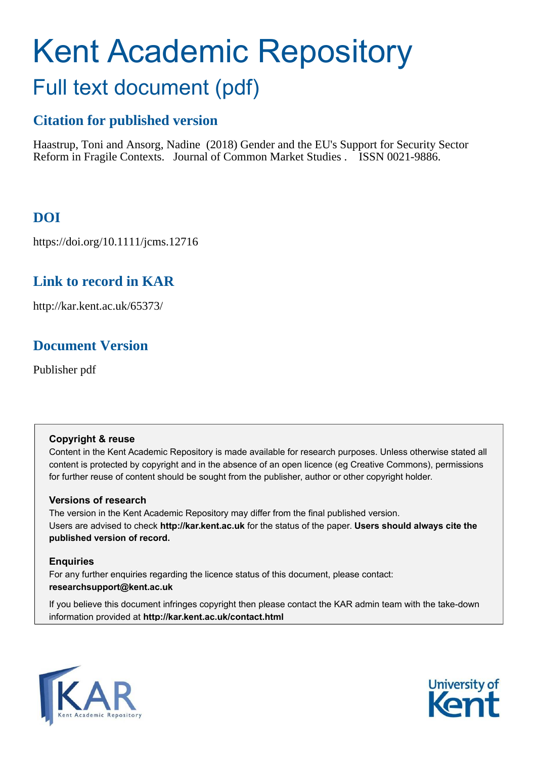# Kent Academic Repository

## Full text document (pdf)

### Citation for published version

Haastrup, Toni and Ansorg, Nadine (2018) Gender and the EU's Support for Security Sector Reform in Fragile Contexts. Journal of Common Market Studies . ISSN 0021-9886.

### DOI

https://doi.org/10.1111/jcms.12716

### Link to record in KAR

http://kar.kent.ac.uk/65373/

### Document Version

Publisher pdf

**Copyright & reuse**

Content in the Kent Academic Repository is made available for research purposes. Unless otherwise stated all content is protected by copyright and in the absence of an open licence (eg Creative Commons), permissions for further reuse of content should be sought from the publisher, author or other copyright holder.

**Versions of research**

The version in the Kent Academic Repository may differ from the final published version. Users are advised to check **http://kar.kent.ac.uk** for the status of the paper. **Users should always cite the published version of record.**

**Enquiries**

For any further enquiries regarding the licence status of this document, please contact: **researchsupport@kent.ac.uk**

If you believe this document infringes copyright then please contact the KAR admin team with the take-down information provided at **http://kar.kent.ac.uk/contact.html**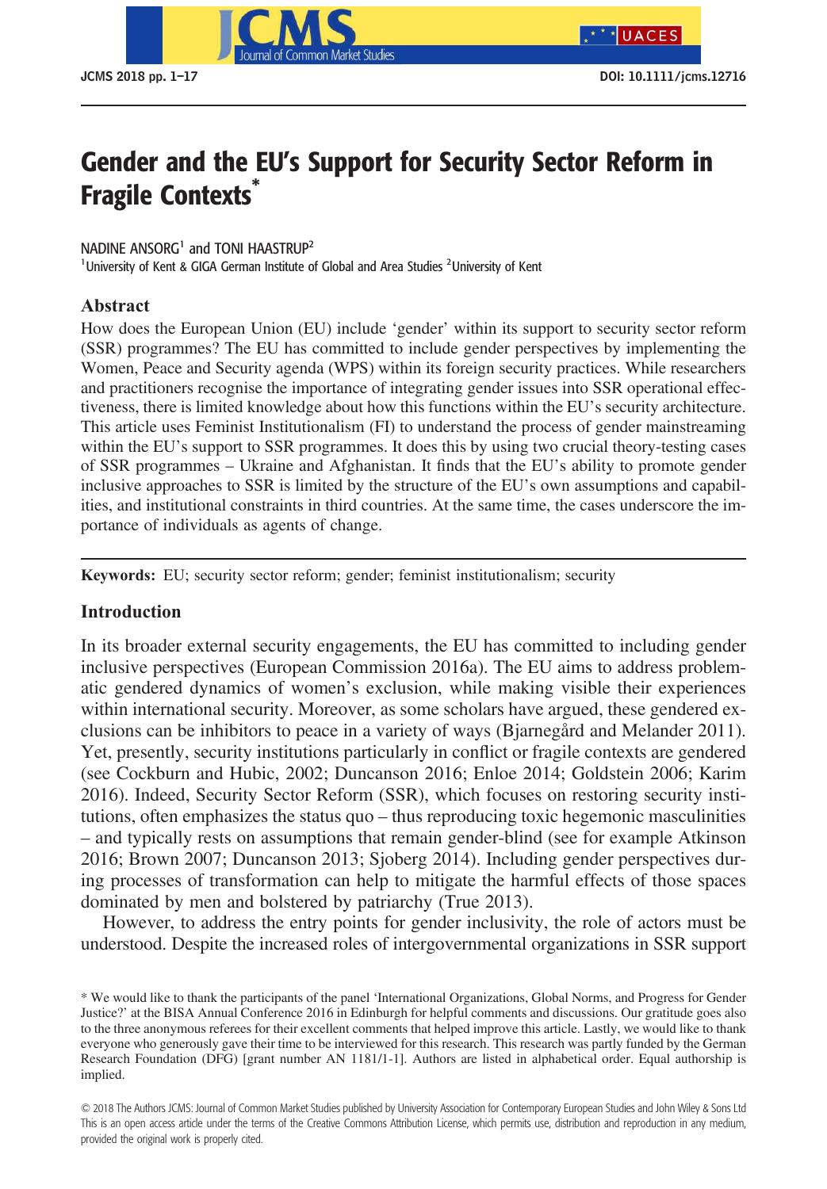# Gender and the EU's Support for Security Sector Reform in Fragile Contexts*

NADINE ANSORG[1] and TONI HAASTRUP[2]

[1]University of Kent & GIGA German Institute of Global and Area Studies [2]University of Kent

## Abstract

How does the European Union (EU) include 'gender' within its support to security sector reform (SSR) programmes? The EU has committed to include gender perspectives by implementing the Women, Peace and Security agenda (WPS) within its foreign security practices. While researchers and practitioners recognise the importance of integrating gender issues into SSR operational effectiveness, there is limited knowledge about how this functions within the EU's security architecture. This article uses Feminist Institutionalism (FI) to understand the process of gender mainstreaming within the EU's support to SSR programmes. It does this by using two crucial theory-testing cases of SSR programmes – Ukraine and Afghanistan. It finds that the EU's ability to promote gender inclusive approaches to SSR is limited by the structure of the EU's own assumptions and capabilities, and institutional constraints in third countries. At the same time, the cases underscore the importance of individuals as agents of change.

**Keywords:** EU; security sector reform; gender; feminist institutionalism; security

## Introduction

In its broader external security engagements, the EU has committed to including gender inclusive perspectives (European Commission 2016a). The EU aims to address problematic gendered dynamics of women's exclusion, while making visible their experiences within international security. Moreover, as some scholars have argued, these gendered exclusions can be inhibitors to peace in a variety of ways (Bjarnegård and Melander 2011). Yet, presently, security institutions particularly in conflict or fragile contexts are gendered (see Cockburn and Hubic, 2002; Duncanson 2016; Enloe 2014; Goldstein 2006; Karim 2016). Indeed, Security Sector Reform (SSR), which focuses on restoring security institutions, often emphasizes the status quo – thus reproducing toxic hegemonic masculinities – and typically rests on assumptions that remain gender-blind (see for example Atkinson 2016; Brown 2007; Duncanson 2013; Sjoberg 2014). Including gender perspectives during processes of transformation can help to mitigate the harmful effects of those spaces dominated by men and bolstered by patriarchy (True 2013).

However, to address the entry points for gender inclusivity, the role of actors must be understood. Despite the increased roles of intergovernmental organizations in SSR support

* We would like to thank the participants of the panel 'International Organizations, Global Norms, and Progress for Gender Justice?' at the BISA Annual Conference 2016 in Edinburgh for helpful comments and discussions. Our gratitude goes also to the three anonymous referees for their excellent comments that helped improve this article. Lastly, we would like to thank everyone who generously gave their time to be interviewed for this research. This research was partly funded by the German Research Foundation (DFG) [grant number AN 1181/1-1]. Authors are listed in alphabetical order. Equal authorship is implied.

© 2018 The Authors JCMS: Journal of Common Market Studies published by University Association for Contemporary European Studies and John Wiley & Sons Ltd
This is an open access article under the terms of the Creative Commons Attribution License, which permits use, distribution and reproduction in any medium, provided the original work is properly cited.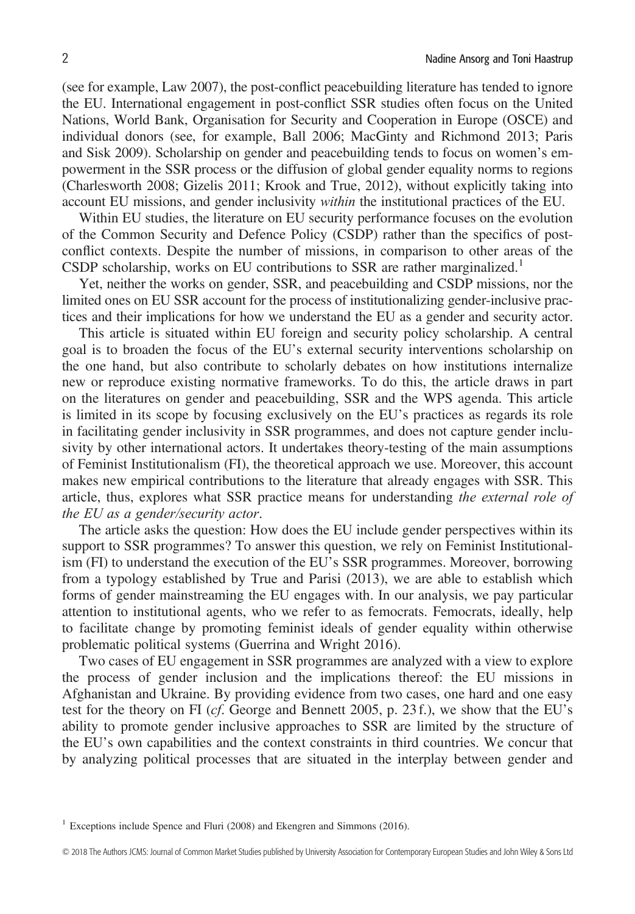(see for example, Law 2007), the post-conflict peacebuilding literature has tended to ignore the EU. International engagement in post-conflict SSR studies often focus on the United Nations, World Bank, Organisation for Security and Cooperation in Europe (OSCE) and individual donors (see, for example, Ball 2006; MacGinty and Richmond 2013; Paris and Sisk 2009). Scholarship on gender and peacebuilding tends to focus on women's empowerment in the SSR process or the diffusion of global gender equality norms to regions (Charlesworth 2008; Gizelis 2011; Krook and True, 2012), without explicitly taking into account EU missions, and gender inclusivity *within* the institutional practices of the EU.

Within EU studies, the literature on EU security performance focuses on the evolution of the Common Security and Defence Policy (CSDP) rather than the specifics of post-conflict contexts. Despite the number of missions, in comparison to other areas of the CSDP scholarship, works on EU contributions to SSR are rather marginalized.[1]

Yet, neither the works on gender, SSR, and peacebuilding and CSDP missions, nor the limited ones on EU SSR account for the process of institutionalizing gender-inclusive practices and their implications for how we understand the EU as a gender and security actor.

This article is situated within EU foreign and security policy scholarship. A central goal is to broaden the focus of the EU's external security interventions scholarship on the one hand, but also contribute to scholarly debates on how institutions internalize new or reproduce existing normative frameworks. To do this, the article draws in part on the literatures on gender and peacebuilding, SSR and the WPS agenda. This article is limited in its scope by focusing exclusively on the EU's practices as regards its role in facilitating gender inclusivity in SSR programmes, and does not capture gender inclusivity by other international actors. It undertakes theory-testing of the main assumptions of Feminist Institutionalism (FI), the theoretical approach we use. Moreover, this account makes new empirical contributions to the literature that already engages with SSR. This article, thus, explores what SSR practice means for understanding *the external role of the EU as a gender/security actor*.

The article asks the question: How does the EU include gender perspectives within its support to SSR programmes? To answer this question, we rely on Feminist Institutionalism (FI) to understand the execution of the EU's SSR programmes. Moreover, borrowing from a typology established by True and Parisi (2013), we are able to establish which forms of gender mainstreaming the EU engages with. In our analysis, we pay particular attention to institutional agents, who we refer to as femocrats. Femocrats, ideally, help to facilitate change by promoting feminist ideals of gender equality within otherwise problematic political systems (Guerrina and Wright 2016).

Two cases of EU engagement in SSR programmes are analyzed with a view to explore the process of gender inclusion and the implications thereof: the EU missions in Afghanistan and Ukraine. By providing evidence from two cases, one hard and one easy test for the theory on FI (*cf.* George and Bennett 2005, p. 23 f.), we show that the EU's ability to promote gender inclusive approaches to SSR are limited by the structure of the EU's own capabilities and the context constraints in third countries. We concur that by analyzing political processes that are situated in the interplay between gender and

[1] Exceptions include Spence and Fluri (2008) and Ekengren and Simmons (2016).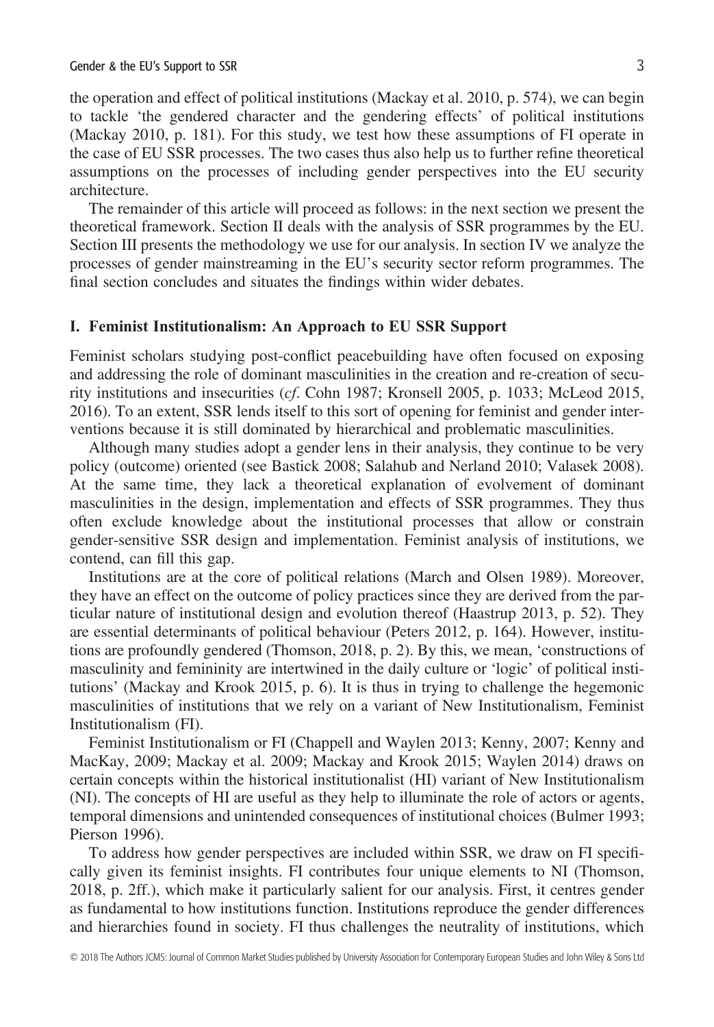the operation and effect of political institutions (Mackay et al. 2010, p. 574), we can begin to tackle 'the gendered character and the gendering effects' of political institutions (Mackay 2010, p. 181). For this study, we test how these assumptions of FI operate in the case of EU SSR processes. The two cases thus also help us to further refine theoretical assumptions on the processes of including gender perspectives into the EU security architecture.

The remainder of this article will proceed as follows: in the next section we present the theoretical framework. Section II deals with the analysis of SSR programmes by the EU. Section III presents the methodology we use for our analysis. In section IV we analyze the processes of gender mainstreaming in the EU's security sector reform programmes. The final section concludes and situates the findings within wider debates.

## I. Feminist Institutionalism: An Approach to EU SSR Support

Feminist scholars studying post-conflict peacebuilding have often focused on exposing and addressing the role of dominant masculinities in the creation and re-creation of security institutions and insecurities (*cf*. Cohn 1987; Kronsell 2005, p. 1033; McLeod 2015, 2016). To an extent, SSR lends itself to this sort of opening for feminist and gender interventions because it is still dominated by hierarchical and problematic masculinities.

Although many studies adopt a gender lens in their analysis, they continue to be very policy (outcome) oriented (see Bastick 2008; Salahub and Nerland 2010; Valasek 2008). At the same time, they lack a theoretical explanation of evolvement of dominant masculinities in the design, implementation and effects of SSR programmes. They thus often exclude knowledge about the institutional processes that allow or constrain gender-sensitive SSR design and implementation. Feminist analysis of institutions, we contend, can fill this gap.

Institutions are at the core of political relations (March and Olsen 1989). Moreover, they have an effect on the outcome of policy practices since they are derived from the particular nature of institutional design and evolution thereof (Haastrup 2013, p. 52). They are essential determinants of political behaviour (Peters 2012, p. 164). However, institutions are profoundly gendered (Thomson, 2018, p. 2). By this, we mean, 'constructions of masculinity and femininity are intertwined in the daily culture or 'logic' of political institutions' (Mackay and Krook 2015, p. 6). It is thus in trying to challenge the hegemonic masculinities of institutions that we rely on a variant of New Institutionalism, Feminist Institutionalism (FI).

Feminist Institutionalism or FI (Chappell and Waylen 2013; Kenny, 2007; Kenny and MacKay, 2009; Mackay et al. 2009; Mackay and Krook 2015; Waylen 2014) draws on certain concepts within the historical institutionalist (HI) variant of New Institutionalism (NI). The concepts of HI are useful as they help to illuminate the role of actors or agents, temporal dimensions and unintended consequences of institutional choices (Bulmer 1993; Pierson 1996).

To address how gender perspectives are included within SSR, we draw on FI specifically given its feminist insights. FI contributes four unique elements to NI (Thomson, 2018, p. 2ff.), which make it particularly salient for our analysis. First, it centres gender as fundamental to how institutions function. Institutions reproduce the gender differences and hierarchies found in society. FI thus challenges the neutrality of institutions, which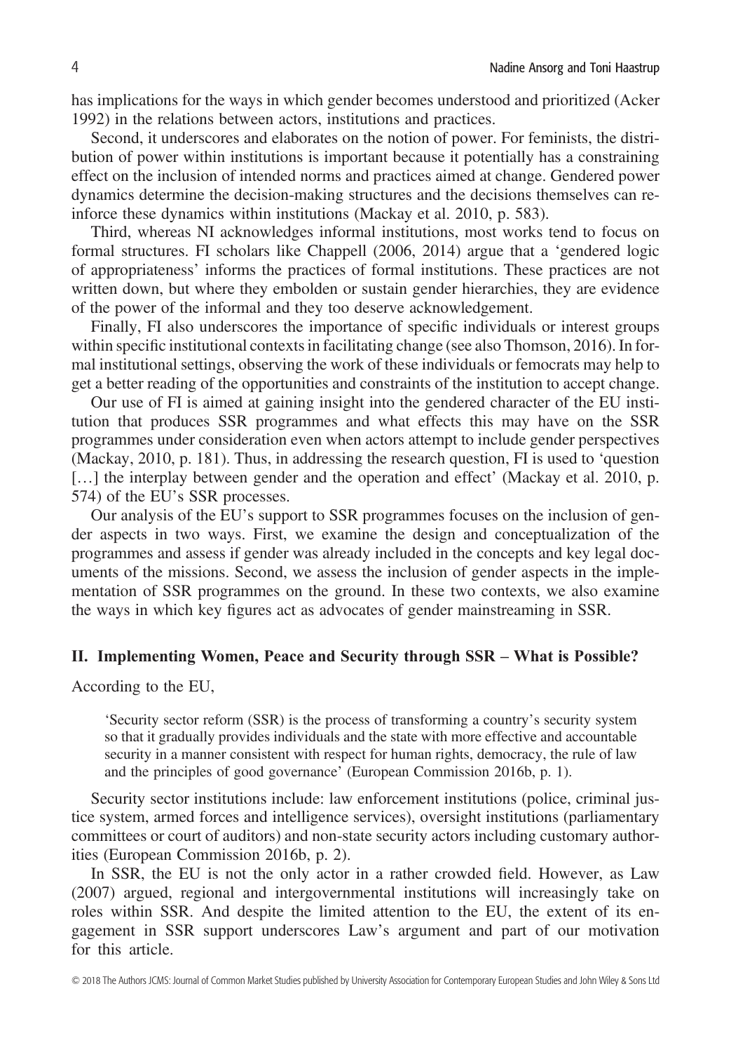has implications for the ways in which gender becomes understood and prioritized (Acker 1992) in the relations between actors, institutions and practices.

Second, it underscores and elaborates on the notion of power. For feminists, the distribution of power within institutions is important because it potentially has a constraining effect on the inclusion of intended norms and practices aimed at change. Gendered power dynamics determine the decision-making structures and the decisions themselves can reinforce these dynamics within institutions (Mackay et al. 2010, p. 583).

Third, whereas NI acknowledges informal institutions, most works tend to focus on formal structures. FI scholars like Chappell (2006, 2014) argue that a 'gendered logic of appropriateness' informs the practices of formal institutions. These practices are not written down, but where they embolden or sustain gender hierarchies, they are evidence of the power of the informal and they too deserve acknowledgement.

Finally, FI also underscores the importance of specific individuals or interest groups within specific institutional contexts in facilitating change (see also Thomson, 2016). In formal institutional settings, observing the work of these individuals or femocrats may help to get a better reading of the opportunities and constraints of the institution to accept change.

Our use of FI is aimed at gaining insight into the gendered character of the EU institution that produces SSR programmes and what effects this may have on the SSR programmes under consideration even when actors attempt to include gender perspectives (Mackay, 2010, p. 181). Thus, in addressing the research question, FI is used to 'question [...] the interplay between gender and the operation and effect' (Mackay et al. 2010, p. 574) of the EU's SSR processes.

Our analysis of the EU's support to SSR programmes focuses on the inclusion of gender aspects in two ways. First, we examine the design and conceptualization of the programmes and assess if gender was already included in the concepts and key legal documents of the missions. Second, we assess the inclusion of gender aspects in the implementation of SSR programmes on the ground. In these two contexts, we also examine the ways in which key figures act as advocates of gender mainstreaming in SSR.

## II. Implementing Women, Peace and Security through SSR – What is Possible?

According to the EU,

> 'Security sector reform (SSR) is the process of transforming a country's security system so that it gradually provides individuals and the state with more effective and accountable security in a manner consistent with respect for human rights, democracy, the rule of law and the principles of good governance' (European Commission 2016b, p. 1).

Security sector institutions include: law enforcement institutions (police, criminal justice system, armed forces and intelligence services), oversight institutions (parliamentary committees or court of auditors) and non-state security actors including customary authorities (European Commission 2016b, p. 2).

In SSR, the EU is not the only actor in a rather crowded field. However, as Law (2007) argued, regional and intergovernmental institutions will increasingly take on roles within SSR. And despite the limited attention to the EU, the extent of its engagement in SSR support underscores Law's argument and part of our motivation for this article.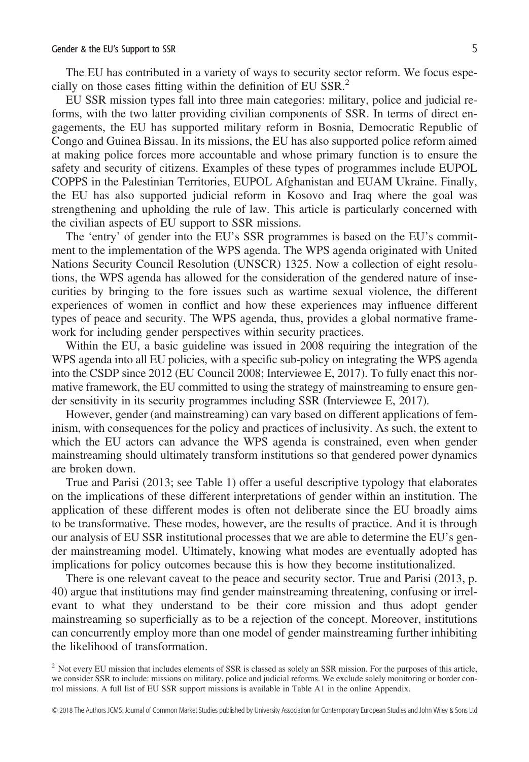The EU has contributed in a variety of ways to security sector reform. We focus especially on those cases fitting within the definition of EU SSR.[2]

EU SSR mission types fall into three main categories: military, police and judicial reforms, with the two latter providing civilian components of SSR. In terms of direct engagements, the EU has supported military reform in Bosnia, Democratic Republic of Congo and Guinea Bissau. In its missions, the EU has also supported police reform aimed at making police forces more accountable and whose primary function is to ensure the safety and security of citizens. Examples of these types of programmes include EUPOL COPPS in the Palestinian Territories, EUPOL Afghanistan and EUAM Ukraine. Finally, the EU has also supported judicial reform in Kosovo and Iraq where the goal was strengthening and upholding the rule of law. This article is particularly concerned with the civilian aspects of EU support to SSR missions.

The 'entry' of gender into the EU's SSR programmes is based on the EU's commitment to the implementation of the WPS agenda. The WPS agenda originated with United Nations Security Council Resolution (UNSCR) 1325. Now a collection of eight resolutions, the WPS agenda has allowed for the consideration of the gendered nature of insecurities by bringing to the fore issues such as wartime sexual violence, the different experiences of women in conflict and how these experiences may influence different types of peace and security. The WPS agenda, thus, provides a global normative framework for including gender perspectives within security practices.

Within the EU, a basic guideline was issued in 2008 requiring the integration of the WPS agenda into all EU policies, with a specific sub-policy on integrating the WPS agenda into the CSDP since 2012 (EU Council 2008; Interviewee E, 2017). To fully enact this normative framework, the EU committed to using the strategy of mainstreaming to ensure gender sensitivity in its security programmes including SSR (Interviewee E, 2017).

However, gender (and mainstreaming) can vary based on different applications of feminism, with consequences for the policy and practices of inclusivity. As such, the extent to which the EU actors can advance the WPS agenda is constrained, even when gender mainstreaming should ultimately transform institutions so that gendered power dynamics are broken down.

True and Parisi (2013; see Table 1) offer a useful descriptive typology that elaborates on the implications of these different interpretations of gender within an institution. The application of these different modes is often not deliberate since the EU broadly aims to be transformative. These modes, however, are the results of practice. And it is through our analysis of EU SSR institutional processes that we are able to determine the EU's gender mainstreaming model. Ultimately, knowing what modes are eventually adopted has implications for policy outcomes because this is how they become institutionalized.

There is one relevant caveat to the peace and security sector. True and Parisi (2013, p. 40) argue that institutions may find gender mainstreaming threatening, confusing or irrelevant to what they understand to be their core mission and thus adopt gender mainstreaming so superficially as to be a rejection of the concept. Moreover, institutions can concurrently employ more than one model of gender mainstreaming further inhibiting the likelihood of transformation.

[2] Not every EU mission that includes elements of SSR is classed as solely an SSR mission. For the purposes of this article, we consider SSR to include: missions on military, police and judicial reforms. We exclude solely monitoring or border control missions. A full list of EU SSR support missions is available in Table A1 in the online Appendix.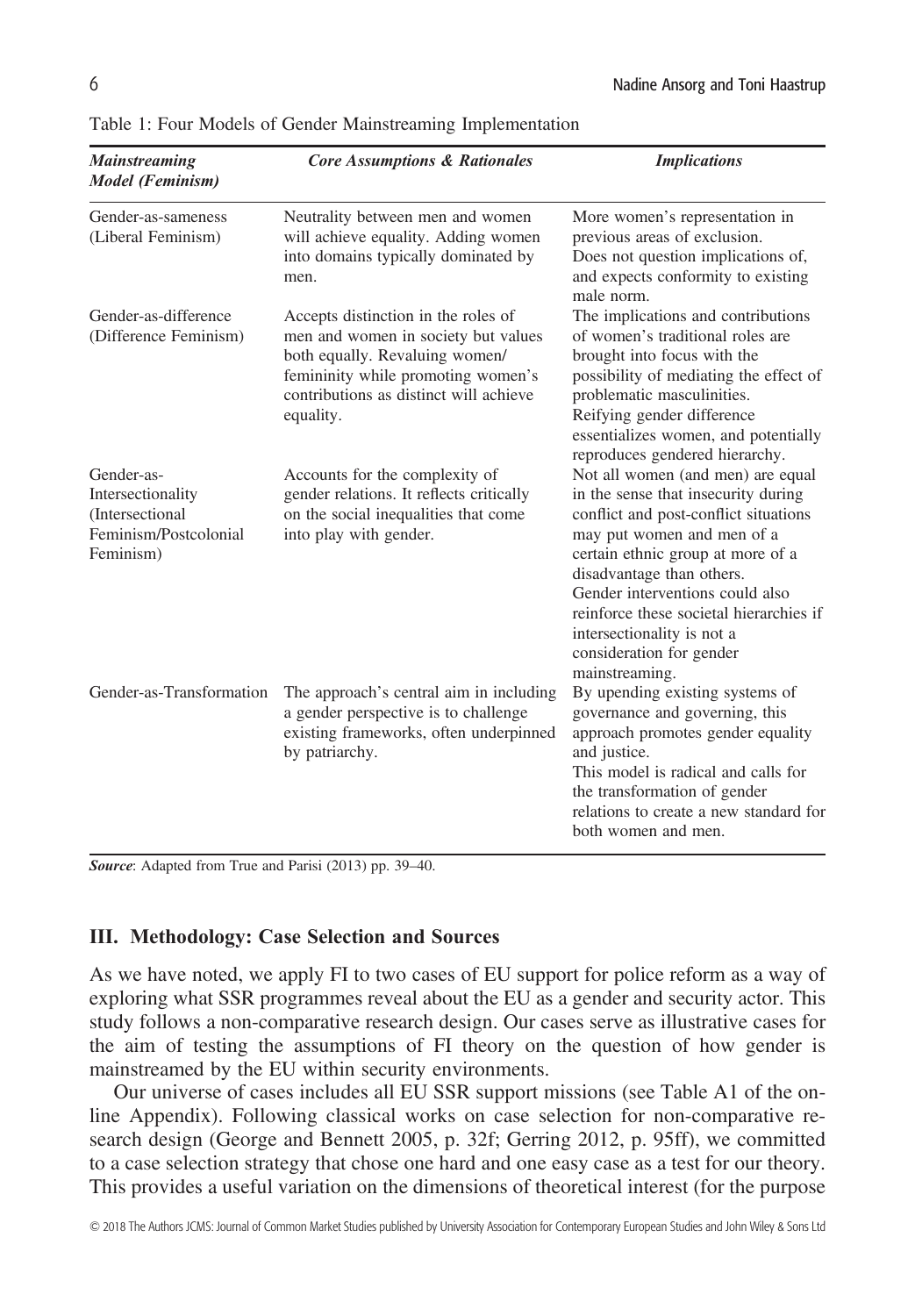Table 1: Four Models of Gender Mainstreaming Implementation

| *Mainstreaming Model (Feminism)* | *Core Assumptions & Rationales* | *Implications* |
|---|---|---|
| Gender-as-sameness (Liberal Feminism) | Neutrality between men and women will achieve equality. Adding women into domains typically dominated by men. | More women's representation in previous areas of exclusion. Does not question implications of, and expects conformity to existing male norm. |
| Gender-as-difference (Difference Feminism) | Accepts distinction in the roles of men and women in society but values both equally. Revaluing women/femininity while promoting women's contributions as distinct will achieve equality. | The implications and contributions of women's traditional roles are brought into focus with the possibility of mediating the effect of problematic masculinities. Reifying gender difference essentializes women, and potentially reproduces gendered hierarchy. |
| Gender-as-Intersectionality (Intersectional Feminism/Postcolonial Feminism) | Accounts for the complexity of gender relations. It reflects critically on the social inequalities that come into play with gender. | Not all women (and men) are equal in the sense that insecurity during conflict and post-conflict situations may put women and men of a certain ethnic group at more of a disadvantage than others. Gender interventions could also reinforce these societal hierarchies if intersectionality is not a consideration for gender mainstreaming. |
| Gender-as-Transformation | The approach's central aim in including a gender perspective is to challenge existing frameworks, often underpinned by patriarchy. | By upending existing systems of governance and governing, this approach promotes gender equality and justice. This model is radical and calls for the transformation of gender relations to create a new standard for both women and men. |

***Source***: Adapted from True and Parisi (2013) pp. 39–40.

## III. Methodology: Case Selection and Sources

As we have noted, we apply FI to two cases of EU support for police reform as a way of exploring what SSR programmes reveal about the EU as a gender and security actor. This study follows a non-comparative research design. Our cases serve as illustrative cases for the aim of testing the assumptions of FI theory on the question of how gender is mainstreamed by the EU within security environments.

Our universe of cases includes all EU SSR support missions (see Table A1 of the online Appendix). Following classical works on case selection for non-comparative research design (George and Bennett 2005, p. 32f; Gerring 2012, p. 95ff), we committed to a case selection strategy that chose one hard and one easy case as a test for our theory. This provides a useful variation on the dimensions of theoretical interest (for the purpose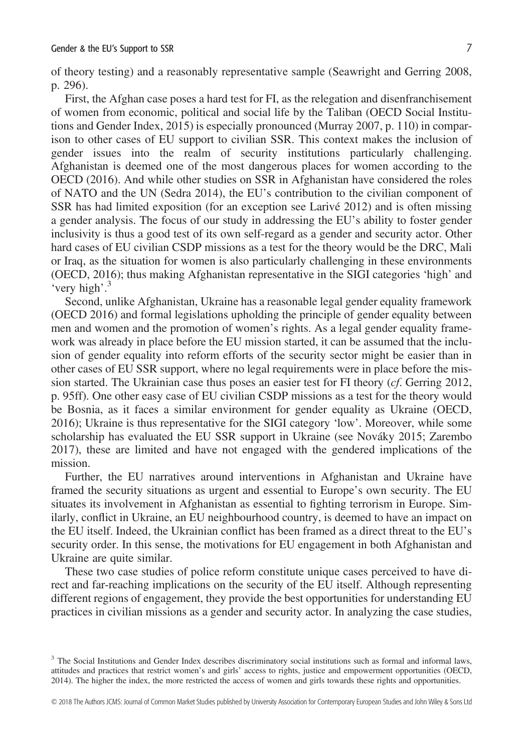of theory testing) and a reasonably representative sample (Seawright and Gerring 2008, p. 296).

First, the Afghan case poses a hard test for FI, as the relegation and disenfranchisement of women from economic, political and social life by the Taliban (OECD Social Institutions and Gender Index, 2015) is especially pronounced (Murray 2007, p. 110) in comparison to other cases of EU support to civilian SSR. This context makes the inclusion of gender issues into the realm of security institutions particularly challenging. Afghanistan is deemed one of the most dangerous places for women according to the OECD (2016). And while other studies on SSR in Afghanistan have considered the roles of NATO and the UN (Sedra 2014), the EU's contribution to the civilian component of SSR has had limited exposition (for an exception see Larivé 2012) and is often missing a gender analysis. The focus of our study in addressing the EU's ability to foster gender inclusivity is thus a good test of its own self-regard as a gender and security actor. Other hard cases of EU civilian CSDP missions as a test for the theory would be the DRC, Mali or Iraq, as the situation for women is also particularly challenging in these environments (OECD, 2016); thus making Afghanistan representative in the SIGI categories 'high' and 'very high'.[3]

Second, unlike Afghanistan, Ukraine has a reasonable legal gender equality framework (OECD 2016) and formal legislations upholding the principle of gender equality between men and women and the promotion of women's rights. As a legal gender equality framework was already in place before the EU mission started, it can be assumed that the inclusion of gender equality into reform efforts of the security sector might be easier than in other cases of EU SSR support, where no legal requirements were in place before the mission started. The Ukrainian case thus poses an easier test for FI theory (*cf*. Gerring 2012, p. 95ff). One other easy case of EU civilian CSDP missions as a test for the theory would be Bosnia, as it faces a similar environment for gender equality as Ukraine (OECD, 2016); Ukraine is thus representative for the SIGI category 'low'. Moreover, while some scholarship has evaluated the EU SSR support in Ukraine (see Nováky 2015; Zarembo 2017), these are limited and have not engaged with the gendered implications of the mission.

Further, the EU narratives around interventions in Afghanistan and Ukraine have framed the security situations as urgent and essential to Europe's own security. The EU situates its involvement in Afghanistan as essential to fighting terrorism in Europe. Similarly, conflict in Ukraine, an EU neighbourhood country, is deemed to have an impact on the EU itself. Indeed, the Ukrainian conflict has been framed as a direct threat to the EU's security order. In this sense, the motivations for EU engagement in both Afghanistan and Ukraine are quite similar.

These two case studies of police reform constitute unique cases perceived to have direct and far-reaching implications on the security of the EU itself. Although representing different regions of engagement, they provide the best opportunities for understanding EU practices in civilian missions as a gender and security actor. In analyzing the case studies,

[3] The Social Institutions and Gender Index describes discriminatory social institutions such as formal and informal laws, attitudes and practices that restrict women's and girls' access to rights, justice and empowerment opportunities (OECD, 2014). The higher the index, the more restricted the access of women and girls towards these rights and opportunities.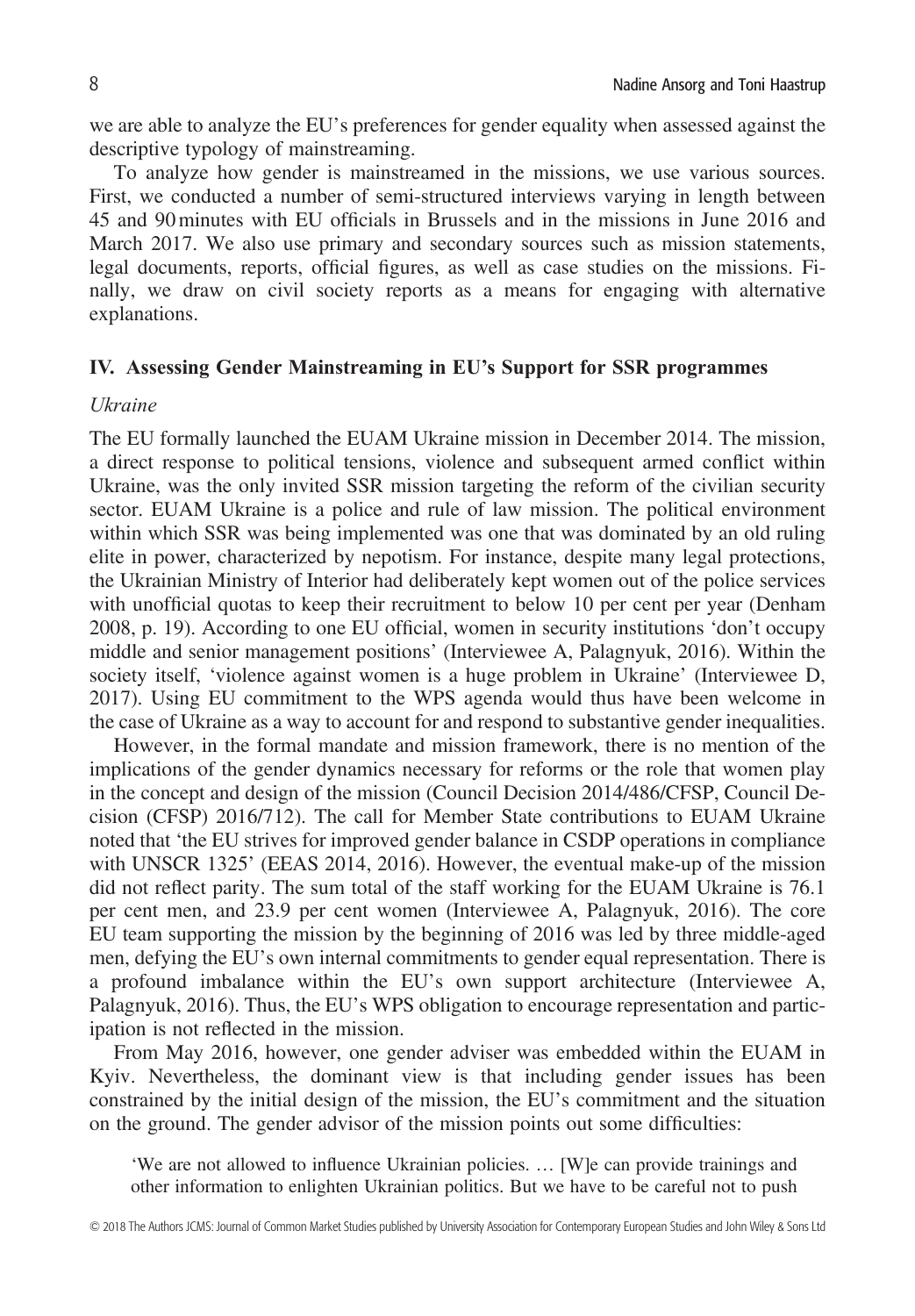we are able to analyze the EU's preferences for gender equality when assessed against the descriptive typology of mainstreaming.

To analyze how gender is mainstreamed in the missions, we use various sources. First, we conducted a number of semi-structured interviews varying in length between 45 and 90 minutes with EU officials in Brussels and in the missions in June 2016 and March 2017. We also use primary and secondary sources such as mission statements, legal documents, reports, official figures, as well as case studies on the missions. Finally, we draw on civil society reports as a means for engaging with alternative explanations.

## IV. Assessing Gender Mainstreaming in EU's Support for SSR programmes

### *Ukraine*

The EU formally launched the EUAM Ukraine mission in December 2014. The mission, a direct response to political tensions, violence and subsequent armed conflict within Ukraine, was the only invited SSR mission targeting the reform of the civilian security sector. EUAM Ukraine is a police and rule of law mission. The political environment within which SSR was being implemented was one that was dominated by an old ruling elite in power, characterized by nepotism. For instance, despite many legal protections, the Ukrainian Ministry of Interior had deliberately kept women out of the police services with unofficial quotas to keep their recruitment to below 10 per cent per year (Denham 2008, p. 19). According to one EU official, women in security institutions 'don't occupy middle and senior management positions' (Interviewee A, Palagnyuk, 2016). Within the society itself, 'violence against women is a huge problem in Ukraine' (Interviewee D, 2017). Using EU commitment to the WPS agenda would thus have been welcome in the case of Ukraine as a way to account for and respond to substantive gender inequalities.

However, in the formal mandate and mission framework, there is no mention of the implications of the gender dynamics necessary for reforms or the role that women play in the concept and design of the mission (Council Decision 2014/486/CFSP, Council Decision (CFSP) 2016/712). The call for Member State contributions to EUAM Ukraine noted that 'the EU strives for improved gender balance in CSDP operations in compliance with UNSCR 1325' (EEAS 2014, 2016). However, the eventual make-up of the mission did not reflect parity. The sum total of the staff working for the EUAM Ukraine is 76.1 per cent men, and 23.9 per cent women (Interviewee A, Palagnyuk, 2016). The core EU team supporting the mission by the beginning of 2016 was led by three middle-aged men, defying the EU's own internal commitments to gender equal representation. There is a profound imbalance within the EU's own support architecture (Interviewee A, Palagnyuk, 2016). Thus, the EU's WPS obligation to encourage representation and participation is not reflected in the mission.

From May 2016, however, one gender adviser was embedded within the EUAM in Kyiv. Nevertheless, the dominant view is that including gender issues has been constrained by the initial design of the mission, the EU's commitment and the situation on the ground. The gender advisor of the mission points out some difficulties:

> 'We are not allowed to influence Ukrainian policies. … [W]e can provide trainings and other information to enlighten Ukrainian politics. But we have to be careful not to push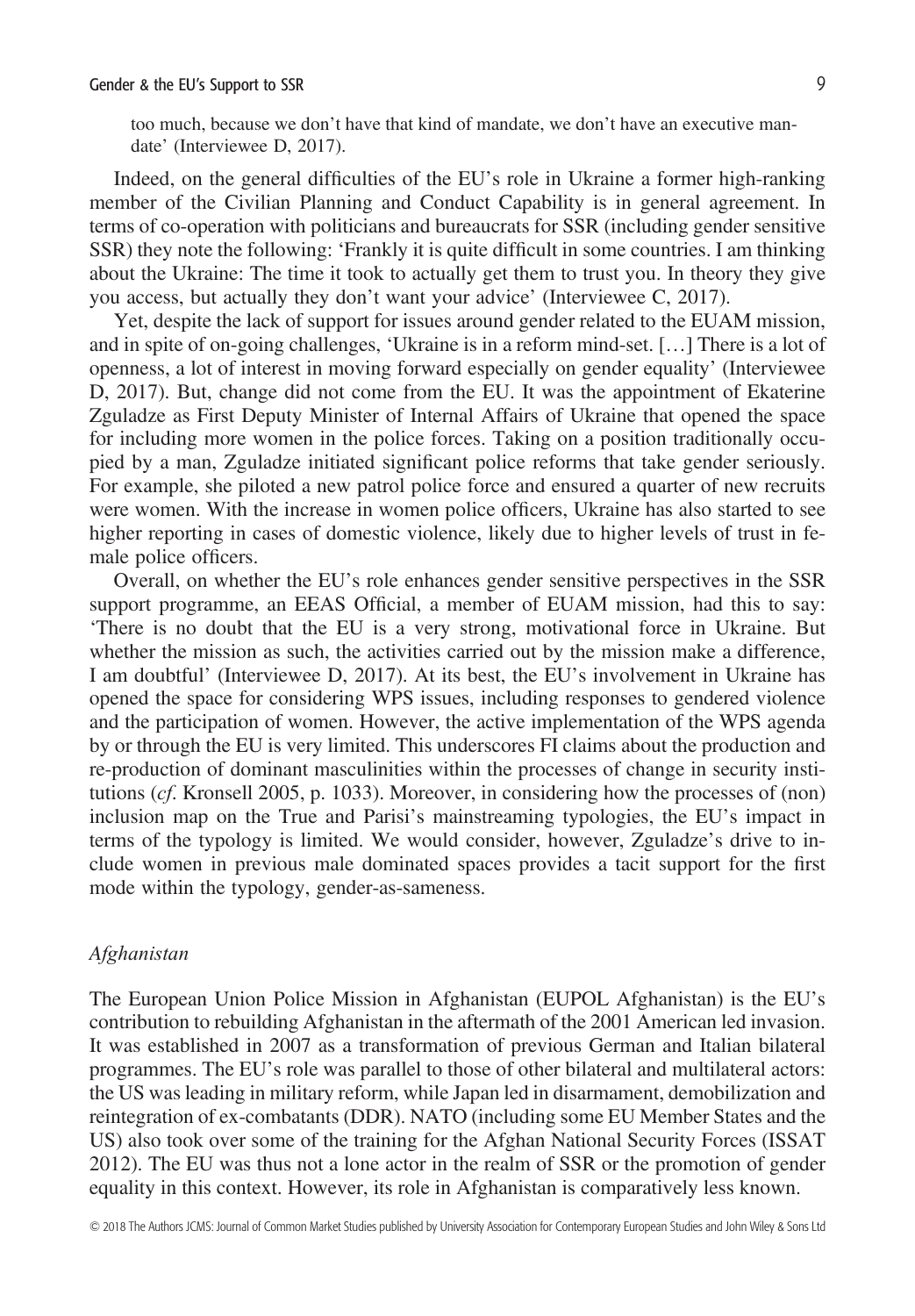too much, because we don't have that kind of mandate, we don't have an executive mandate' (Interviewee D, 2017).

Indeed, on the general difficulties of the EU's role in Ukraine a former high-ranking member of the Civilian Planning and Conduct Capability is in general agreement. In terms of co-operation with politicians and bureaucrats for SSR (including gender sensitive SSR) they note the following: 'Frankly it is quite difficult in some countries. I am thinking about the Ukraine: The time it took to actually get them to trust you. In theory they give you access, but actually they don't want your advice' (Interviewee C, 2017).

Yet, despite the lack of support for issues around gender related to the EUAM mission, and in spite of on-going challenges, 'Ukraine is in a reform mind-set. […] There is a lot of openness, a lot of interest in moving forward especially on gender equality' (Interviewee D, 2017). But, change did not come from the EU. It was the appointment of Ekaterine Zguladze as First Deputy Minister of Internal Affairs of Ukraine that opened the space for including more women in the police forces. Taking on a position traditionally occupied by a man, Zguladze initiated significant police reforms that take gender seriously. For example, she piloted a new patrol police force and ensured a quarter of new recruits were women. With the increase in women police officers, Ukraine has also started to see higher reporting in cases of domestic violence, likely due to higher levels of trust in female police officers.

Overall, on whether the EU's role enhances gender sensitive perspectives in the SSR support programme, an EEAS Official, a member of EUAM mission, had this to say: 'There is no doubt that the EU is a very strong, motivational force in Ukraine. But whether the mission as such, the activities carried out by the mission make a difference, I am doubtful' (Interviewee D, 2017). At its best, the EU's involvement in Ukraine has opened the space for considering WPS issues, including responses to gendered violence and the participation of women. However, the active implementation of the WPS agenda by or through the EU is very limited. This underscores FI claims about the production and re-production of dominant masculinities within the processes of change in security institutions (*cf*. Kronsell 2005, p. 1033). Moreover, in considering how the processes of (non) inclusion map on the True and Parisi's mainstreaming typologies, the EU's impact in terms of the typology is limited. We would consider, however, Zguladze's drive to include women in previous male dominated spaces provides a tacit support for the first mode within the typology, gender-as-sameness.

### *Afghanistan*

The European Union Police Mission in Afghanistan (EUPOL Afghanistan) is the EU's contribution to rebuilding Afghanistan in the aftermath of the 2001 American led invasion. It was established in 2007 as a transformation of previous German and Italian bilateral programmes. The EU's role was parallel to those of other bilateral and multilateral actors: the US was leading in military reform, while Japan led in disarmament, demobilization and reintegration of ex-combatants (DDR). NATO (including some EU Member States and the US) also took over some of the training for the Afghan National Security Forces (ISSAT 2012). The EU was thus not a lone actor in the realm of SSR or the promotion of gender equality in this context. However, its role in Afghanistan is comparatively less known.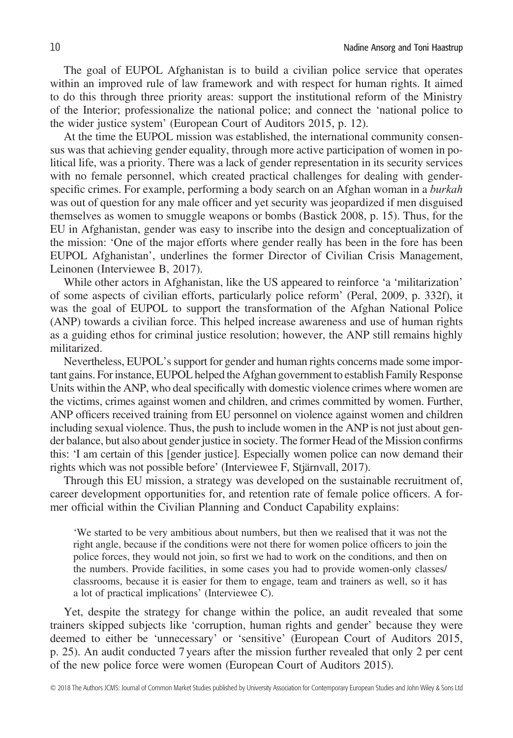The goal of EUPOL Afghanistan is to build a civilian police service that operates within an improved rule of law framework and with respect for human rights. It aimed to do this through three priority areas: support the institutional reform of the Ministry of the Interior; professionalize the national police; and connect the 'national police to the wider justice system' (European Court of Auditors 2015, p. 12).

At the time the EUPOL mission was established, the international community consensus was that achieving gender equality, through more active participation of women in political life, was a priority. There was a lack of gender representation in its security services with no female personnel, which created practical challenges for dealing with gender-specific crimes. For example, performing a body search on an Afghan woman in a *burkah* was out of question for any male officer and yet security was jeopardized if men disguised themselves as women to smuggle weapons or bombs (Bastick 2008, p. 15). Thus, for the EU in Afghanistan, gender was easy to inscribe into the design and conceptualization of the mission: 'One of the major efforts where gender really has been in the fore has been EUPOL Afghanistan', underlines the former Director of Civilian Crisis Management, Leinonen (Interviewee B, 2017).

While other actors in Afghanistan, like the US appeared to reinforce 'a 'militarization' of some aspects of civilian efforts, particularly police reform' (Peral, 2009, p. 332f), it was the goal of EUPOL to support the transformation of the Afghan National Police (ANP) towards a civilian force. This helped increase awareness and use of human rights as a guiding ethos for criminal justice resolution; however, the ANP still remains highly militarized.

Nevertheless, EUPOL's support for gender and human rights concerns made some important gains. For instance, EUPOL helped the Afghan government to establish Family Response Units within the ANP, who deal specifically with domestic violence crimes where women are the victims, crimes against women and children, and crimes committed by women. Further, ANP officers received training from EU personnel on violence against women and children including sexual violence. Thus, the push to include women in the ANP is not just about gender balance, but also about gender justice in society. The former Head of the Mission confirms this: 'I am certain of this [gender justice]. Especially women police can now demand their rights which was not possible before' (Interviewee F, Stjärnvall, 2017).

Through this EU mission, a strategy was developed on the sustainable recruitment of, career development opportunities for, and retention rate of female police officers. A former official within the Civilian Planning and Conduct Capability explains:

> 'We started to be very ambitious about numbers, but then we realised that it was not the right angle, because if the conditions were not there for women police officers to join the police forces, they would not join, so first we had to work on the conditions, and then on the numbers. Provide facilities, in some cases you had to provide women-only classes/classrooms, because it is easier for them to engage, team and trainers as well, so it has a lot of practical implications' (Interviewee C).

Yet, despite the strategy for change within the police, an audit revealed that some trainers skipped subjects like 'corruption, human rights and gender' because they were deemed to either be 'unnecessary' or 'sensitive' (European Court of Auditors 2015, p. 25). An audit conducted 7 years after the mission further revealed that only 2 per cent of the new police force were women (European Court of Auditors 2015).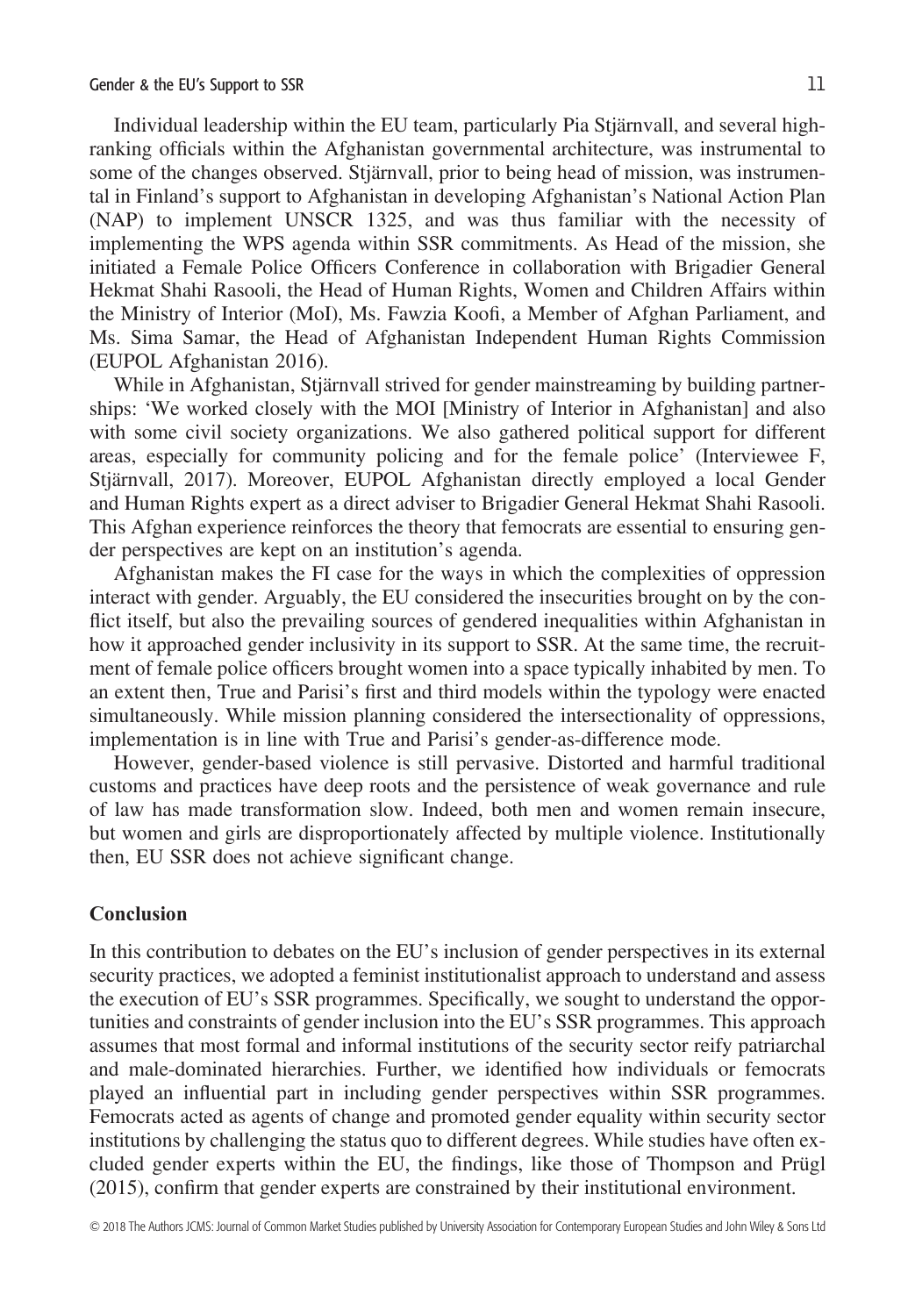Individual leadership within the EU team, particularly Pia Stjärnvall, and several high-ranking officials within the Afghanistan governmental architecture, was instrumental to some of the changes observed. Stjärnvall, prior to being head of mission, was instrumental in Finland's support to Afghanistan in developing Afghanistan's National Action Plan (NAP) to implement UNSCR 1325, and was thus familiar with the necessity of implementing the WPS agenda within SSR commitments. As Head of the mission, she initiated a Female Police Officers Conference in collaboration with Brigadier General Hekmat Shahi Rasooli, the Head of Human Rights, Women and Children Affairs within the Ministry of Interior (MoI), Ms. Fawzia Koofi, a Member of Afghan Parliament, and Ms. Sima Samar, the Head of Afghanistan Independent Human Rights Commission (EUPOL Afghanistan 2016).

While in Afghanistan, Stjärnvall strived for gender mainstreaming by building partnerships: 'We worked closely with the MOI [Ministry of Interior in Afghanistan] and also with some civil society organizations. We also gathered political support for different areas, especially for community policing and for the female police' (Interviewee F, Stjärnvall, 2017). Moreover, EUPOL Afghanistan directly employed a local Gender and Human Rights expert as a direct adviser to Brigadier General Hekmat Shahi Rasooli. This Afghan experience reinforces the theory that femocrats are essential to ensuring gender perspectives are kept on an institution's agenda.

Afghanistan makes the FI case for the ways in which the complexities of oppression interact with gender. Arguably, the EU considered the insecurities brought on by the conflict itself, but also the prevailing sources of gendered inequalities within Afghanistan in how it approached gender inclusivity in its support to SSR. At the same time, the recruitment of female police officers brought women into a space typically inhabited by men. To an extent then, True and Parisi's first and third models within the typology were enacted simultaneously. While mission planning considered the intersectionality of oppressions, implementation is in line with True and Parisi's gender-as-difference mode.

However, gender-based violence is still pervasive. Distorted and harmful traditional customs and practices have deep roots and the persistence of weak governance and rule of law has made transformation slow. Indeed, both men and women remain insecure, but women and girls are disproportionately affected by multiple violence. Institutionally then, EU SSR does not achieve significant change.

## Conclusion

In this contribution to debates on the EU's inclusion of gender perspectives in its external security practices, we adopted a feminist institutionalist approach to understand and assess the execution of EU's SSR programmes. Specifically, we sought to understand the opportunities and constraints of gender inclusion into the EU's SSR programmes. This approach assumes that most formal and informal institutions of the security sector reify patriarchal and male-dominated hierarchies. Further, we identified how individuals or femocrats played an influential part in including gender perspectives within SSR programmes. Femocrats acted as agents of change and promoted gender equality within security sector institutions by challenging the status quo to different degrees. While studies have often excluded gender experts within the EU, the findings, like those of Thompson and Prügl (2015), confirm that gender experts are constrained by their institutional environment.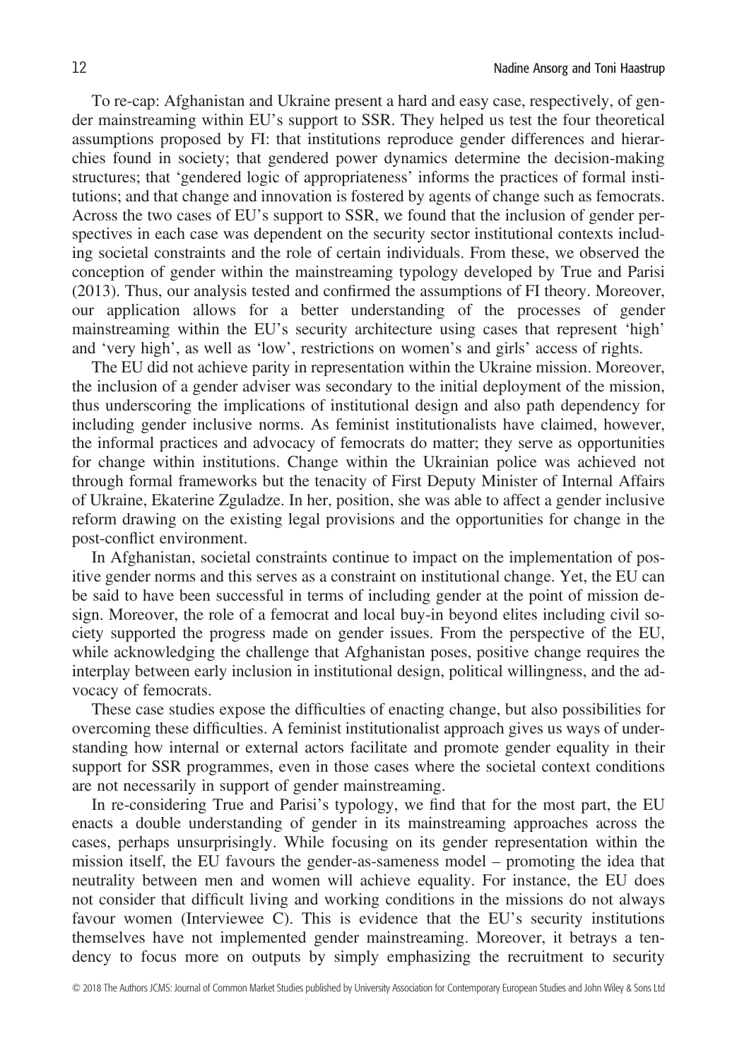To re-cap: Afghanistan and Ukraine present a hard and easy case, respectively, of gender mainstreaming within EU's support to SSR. They helped us test the four theoretical assumptions proposed by FI: that institutions reproduce gender differences and hierarchies found in society; that gendered power dynamics determine the decision-making structures; that 'gendered logic of appropriateness' informs the practices of formal institutions; and that change and innovation is fostered by agents of change such as femocrats. Across the two cases of EU's support to SSR, we found that the inclusion of gender perspectives in each case was dependent on the security sector institutional contexts including societal constraints and the role of certain individuals. From these, we observed the conception of gender within the mainstreaming typology developed by True and Parisi (2013). Thus, our analysis tested and confirmed the assumptions of FI theory. Moreover, our application allows for a better understanding of the processes of gender mainstreaming within the EU's security architecture using cases that represent 'high' and 'very high', as well as 'low', restrictions on women's and girls' access of rights.

The EU did not achieve parity in representation within the Ukraine mission. Moreover, the inclusion of a gender adviser was secondary to the initial deployment of the mission, thus underscoring the implications of institutional design and also path dependency for including gender inclusive norms. As feminist institutionalists have claimed, however, the informal practices and advocacy of femocrats do matter; they serve as opportunities for change within institutions. Change within the Ukrainian police was achieved not through formal frameworks but the tenacity of First Deputy Minister of Internal Affairs of Ukraine, Ekaterine Zguladze. In her, position, she was able to affect a gender inclusive reform drawing on the existing legal provisions and the opportunities for change in the post-conflict environment.

In Afghanistan, societal constraints continue to impact on the implementation of positive gender norms and this serves as a constraint on institutional change. Yet, the EU can be said to have been successful in terms of including gender at the point of mission design. Moreover, the role of a femocrat and local buy-in beyond elites including civil society supported the progress made on gender issues. From the perspective of the EU, while acknowledging the challenge that Afghanistan poses, positive change requires the interplay between early inclusion in institutional design, political willingness, and the advocacy of femocrats.

These case studies expose the difficulties of enacting change, but also possibilities for overcoming these difficulties. A feminist institutionalist approach gives us ways of understanding how internal or external actors facilitate and promote gender equality in their support for SSR programmes, even in those cases where the societal context conditions are not necessarily in support of gender mainstreaming.

In re-considering True and Parisi's typology, we find that for the most part, the EU enacts a double understanding of gender in its mainstreaming approaches across the cases, perhaps unsurprisingly. While focusing on its gender representation within the mission itself, the EU favours the gender-as-sameness model – promoting the idea that neutrality between men and women will achieve equality. For instance, the EU does not consider that difficult living and working conditions in the missions do not always favour women (Interviewee C). This is evidence that the EU's security institutions themselves have not implemented gender mainstreaming. Moreover, it betrays a tendency to focus more on outputs by simply emphasizing the recruitment to security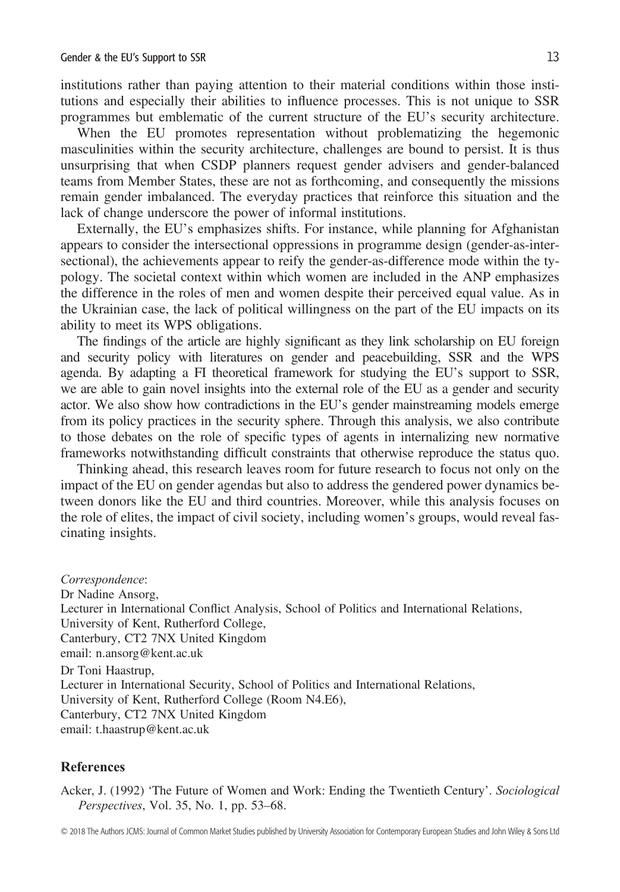institutions rather than paying attention to their material conditions within those institutions and especially their abilities to influence processes. This is not unique to SSR programmes but emblematic of the current structure of the EU's security architecture.

When the EU promotes representation without problematizing the hegemonic masculinities within the security architecture, challenges are bound to persist. It is thus unsurprising that when CSDP planners request gender advisers and gender-balanced teams from Member States, these are not as forthcoming, and consequently the missions remain gender imbalanced. The everyday practices that reinforce this situation and the lack of change underscore the power of informal institutions.

Externally, the EU's emphasizes shifts. For instance, while planning for Afghanistan appears to consider the intersectional oppressions in programme design (gender-as-intersectional), the achievements appear to reify the gender-as-difference mode within the typology. The societal context within which women are included in the ANP emphasizes the difference in the roles of men and women despite their perceived equal value. As in the Ukrainian case, the lack of political willingness on the part of the EU impacts on its ability to meet its WPS obligations.

The findings of the article are highly significant as they link scholarship on EU foreign and security policy with literatures on gender and peacebuilding, SSR and the WPS agenda. By adapting a FI theoretical framework for studying the EU's support to SSR, we are able to gain novel insights into the external role of the EU as a gender and security actor. We also show how contradictions in the EU's gender mainstreaming models emerge from its policy practices in the security sphere. Through this analysis, we also contribute to those debates on the role of specific types of agents in internalizing new normative frameworks notwithstanding difficult constraints that otherwise reproduce the status quo.

Thinking ahead, this research leaves room for future research to focus not only on the impact of the EU on gender agendas but also to address the gendered power dynamics between donors like the EU and third countries. Moreover, while this analysis focuses on the role of elites, the impact of civil society, including women's groups, would reveal fascinating insights.

*Correspondence*:
Dr Nadine Ansorg,
Lecturer in International Conflict Analysis, School of Politics and International Relations,
University of Kent, Rutherford College,
Canterbury, CT2 7NX United Kingdom
email: n.ansorg@kent.ac.uk

Dr Toni Haastrup,
Lecturer in International Security, School of Politics and International Relations,
University of Kent, Rutherford College (Room N4.E6),
Canterbury, CT2 7NX United Kingdom
email: t.haastrup@kent.ac.uk

## References

Acker, J. (1992) 'The Future of Women and Work: Ending the Twentieth Century'. *Sociological Perspectives*, Vol. 35, No. 1, pp. 53–68.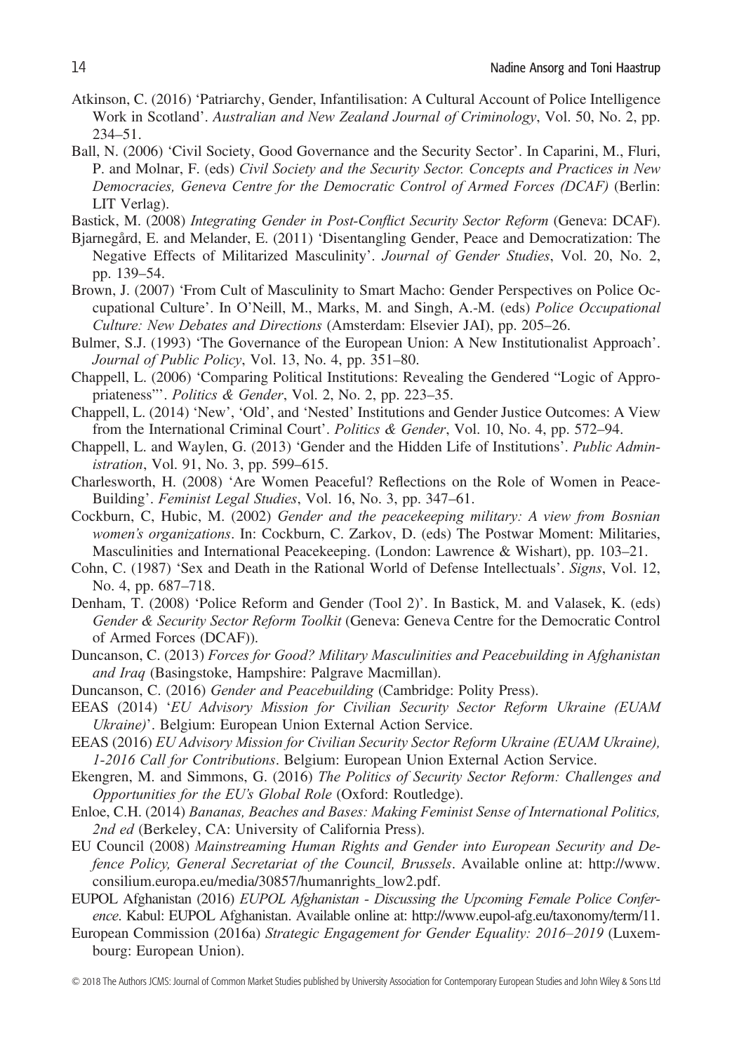Atkinson, C. (2016) 'Patriarchy, Gender, Infantilisation: A Cultural Account of Police Intelligence Work in Scotland'. *Australian and New Zealand Journal of Criminology*, Vol. 50, No. 2, pp. 234–51.

Ball, N. (2006) 'Civil Society, Good Governance and the Security Sector'. In Caparini, M., Fluri, P. and Molnar, F. (eds) *Civil Society and the Security Sector. Concepts and Practices in New Democracies, Geneva Centre for the Democratic Control of Armed Forces (DCAF)* (Berlin: LIT Verlag).

Bastick, M. (2008) *Integrating Gender in Post-Conflict Security Sector Reform* (Geneva: DCAF).

Bjarnegård, E. and Melander, E. (2011) 'Disentangling Gender, Peace and Democratization: The Negative Effects of Militarized Masculinity'. *Journal of Gender Studies*, Vol. 20, No. 2, pp. 139–54.

Brown, J. (2007) 'From Cult of Masculinity to Smart Macho: Gender Perspectives on Police Occupational Culture'. In O'Neill, M., Marks, M. and Singh, A.-M. (eds) *Police Occupational Culture: New Debates and Directions* (Amsterdam: Elsevier JAI), pp. 205–26.

Bulmer, S.J. (1993) 'The Governance of the European Union: A New Institutionalist Approach'. *Journal of Public Policy*, Vol. 13, No. 4, pp. 351–80.

Chappell, L. (2006) 'Comparing Political Institutions: Revealing the Gendered "Logic of Appropriateness"'. *Politics & Gender*, Vol. 2, No. 2, pp. 223–35.

Chappell, L. (2014) 'New', 'Old', and 'Nested' Institutions and Gender Justice Outcomes: A View from the International Criminal Court'. *Politics & Gender*, Vol. 10, No. 4, pp. 572–94.

Chappell, L. and Waylen, G. (2013) 'Gender and the Hidden Life of Institutions'. *Public Administration*, Vol. 91, No. 3, pp. 599–615.

Charlesworth, H. (2008) 'Are Women Peaceful? Reflections on the Role of Women in Peace-Building'. *Feminist Legal Studies*, Vol. 16, No. 3, pp. 347–61.

Cockburn, C, Hubic, M. (2002) *Gender and the peacekeeping military: A view from Bosnian women's organizations*. In: Cockburn, C. Zarkov, D. (eds) The Postwar Moment: Militaries, Masculinities and International Peacekeeping. (London: Lawrence & Wishart), pp. 103–21.

Cohn, C. (1987) 'Sex and Death in the Rational World of Defense Intellectuals'. *Signs*, Vol. 12, No. 4, pp. 687–718.

Denham, T. (2008) 'Police Reform and Gender (Tool 2)'. In Bastick, M. and Valasek, K. (eds) *Gender & Security Sector Reform Toolkit* (Geneva: Geneva Centre for the Democratic Control of Armed Forces (DCAF)).

Duncanson, C. (2013) *Forces for Good? Military Masculinities and Peacebuilding in Afghanistan and Iraq* (Basingstoke, Hampshire: Palgrave Macmillan).

Duncanson, C. (2016) *Gender and Peacebuilding* (Cambridge: Polity Press).

EEAS (2014) '*EU Advisory Mission for Civilian Security Sector Reform Ukraine (EUAM Ukraine)*'. Belgium: European Union External Action Service.

EEAS (2016) *EU Advisory Mission for Civilian Security Sector Reform Ukraine (EUAM Ukraine), 1-2016 Call for Contributions*. Belgium: European Union External Action Service.

Ekengren, M. and Simmons, G. (2016) *The Politics of Security Sector Reform: Challenges and Opportunities for the EU's Global Role* (Oxford: Routledge).

Enloe, C.H. (2014) *Bananas, Beaches and Bases: Making Feminist Sense of International Politics, 2nd ed* (Berkeley, CA: University of California Press).

EU Council (2008) *Mainstreaming Human Rights and Gender into European Security and Defence Policy, General Secretariat of the Council, Brussels*. Available online at: http://www.consilium.europa.eu/media/30857/humanrights_low2.pdf.

EUPOL Afghanistan (2016) *EUPOL Afghanistan - Discussing the Upcoming Female Police Conference*. Kabul: EUPOL Afghanistan. Available online at: http://www.eupol-afg.eu/taxonomy/term/11.

European Commission (2016a) *Strategic Engagement for Gender Equality: 2016–2019* (Luxembourg: European Union).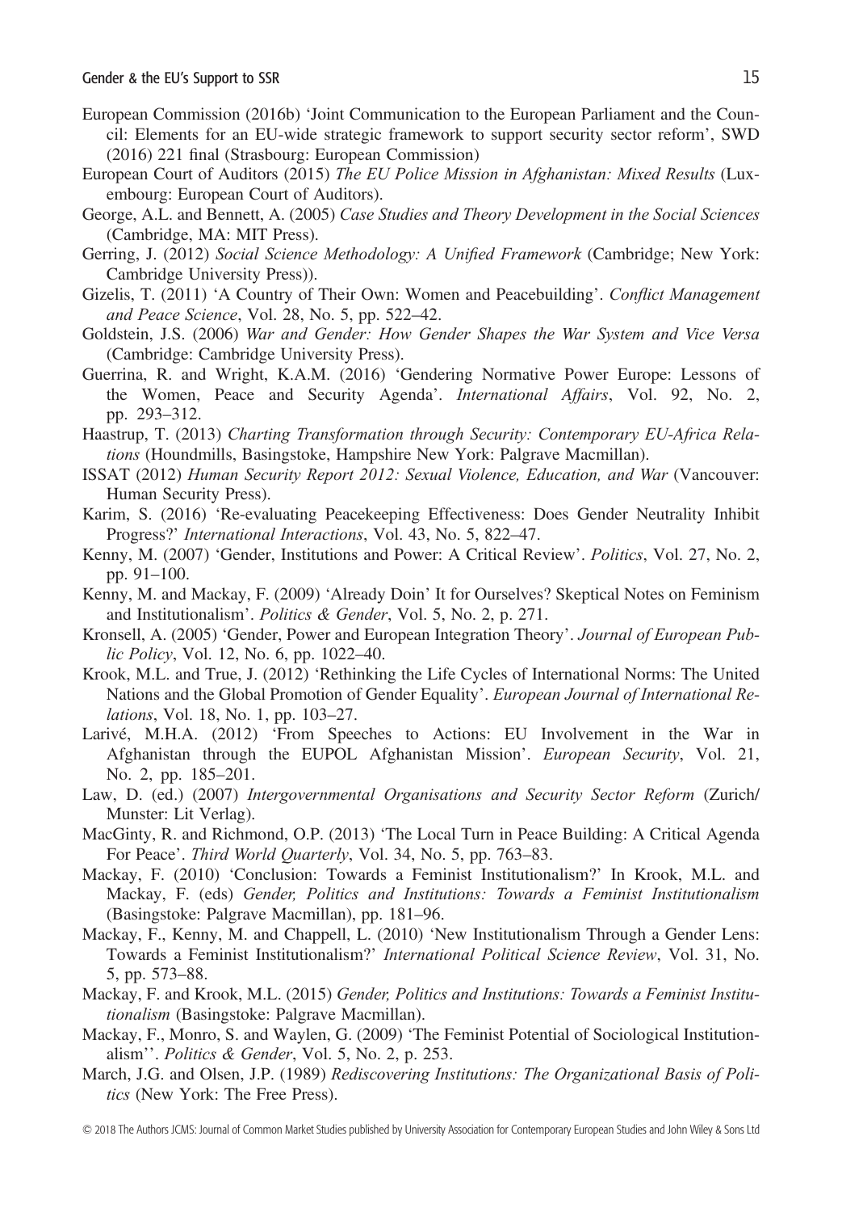European Commission (2016b) 'Joint Communication to the European Parliament and the Council: Elements for an EU-wide strategic framework to support security sector reform', SWD (2016) 221 final (Strasbourg: European Commission)

European Court of Auditors (2015) *The EU Police Mission in Afghanistan: Mixed Results* (Luxembourg: European Court of Auditors).

George, A.L. and Bennett, A. (2005) *Case Studies and Theory Development in the Social Sciences* (Cambridge, MA: MIT Press).

Gerring, J. (2012) *Social Science Methodology: A Unified Framework* (Cambridge; New York: Cambridge University Press)).

Gizelis, T. (2011) 'A Country of Their Own: Women and Peacebuilding'. *Conflict Management and Peace Science*, Vol. 28, No. 5, pp. 522–42.

Goldstein, J.S. (2006) *War and Gender: How Gender Shapes the War System and Vice Versa* (Cambridge: Cambridge University Press).

Guerrina, R. and Wright, K.A.M. (2016) 'Gendering Normative Power Europe: Lessons of the Women, Peace and Security Agenda'. *International Affairs*, Vol. 92, No. 2, pp. 293–312.

Haastrup, T. (2013) *Charting Transformation through Security: Contemporary EU-Africa Relations* (Houndmills, Basingstoke, Hampshire New York: Palgrave Macmillan).

ISSAT (2012) *Human Security Report 2012: Sexual Violence, Education, and War* (Vancouver: Human Security Press).

Karim, S. (2016) 'Re-evaluating Peacekeeping Effectiveness: Does Gender Neutrality Inhibit Progress?' *International Interactions*, Vol. 43, No. 5, 822–47.

Kenny, M. (2007) 'Gender, Institutions and Power: A Critical Review'. *Politics*, Vol. 27, No. 2, pp. 91–100.

Kenny, M. and Mackay, F. (2009) 'Already Doin' It for Ourselves? Skeptical Notes on Feminism and Institutionalism'. *Politics & Gender*, Vol. 5, No. 2, p. 271.

Kronsell, A. (2005) 'Gender, Power and European Integration Theory'. *Journal of European Public Policy*, Vol. 12, No. 6, pp. 1022–40.

Krook, M.L. and True, J. (2012) 'Rethinking the Life Cycles of International Norms: The United Nations and the Global Promotion of Gender Equality'. *European Journal of International Relations*, Vol. 18, No. 1, pp. 103–27.

Larivé, M.H.A. (2012) 'From Speeches to Actions: EU Involvement in the War in Afghanistan through the EUPOL Afghanistan Mission'. *European Security*, Vol. 21, No. 2, pp. 185–201.

Law, D. (ed.) (2007) *Intergovernmental Organisations and Security Sector Reform* (Zurich/Munster: Lit Verlag).

MacGinty, R. and Richmond, O.P. (2013) 'The Local Turn in Peace Building: A Critical Agenda For Peace'. *Third World Quarterly*, Vol. 34, No. 5, pp. 763–83.

Mackay, F. (2010) 'Conclusion: Towards a Feminist Institutionalism?' In Krook, M.L. and Mackay, F. (eds) *Gender, Politics and Institutions: Towards a Feminist Institutionalism* (Basingstoke: Palgrave Macmillan), pp. 181–96.

Mackay, F., Kenny, M. and Chappell, L. (2010) 'New Institutionalism Through a Gender Lens: Towards a Feminist Institutionalism?' *International Political Science Review*, Vol. 31, No. 5, pp. 573–88.

Mackay, F. and Krook, M.L. (2015) *Gender, Politics and Institutions: Towards a Feminist Institutionalism* (Basingstoke: Palgrave Macmillan).

Mackay, F., Monro, S. and Waylen, G. (2009) 'The Feminist Potential of Sociological Institutionalism''. *Politics & Gender*, Vol. 5, No. 2, p. 253.

March, J.G. and Olsen, J.P. (1989) *Rediscovering Institutions: The Organizational Basis of Politics* (New York: The Free Press).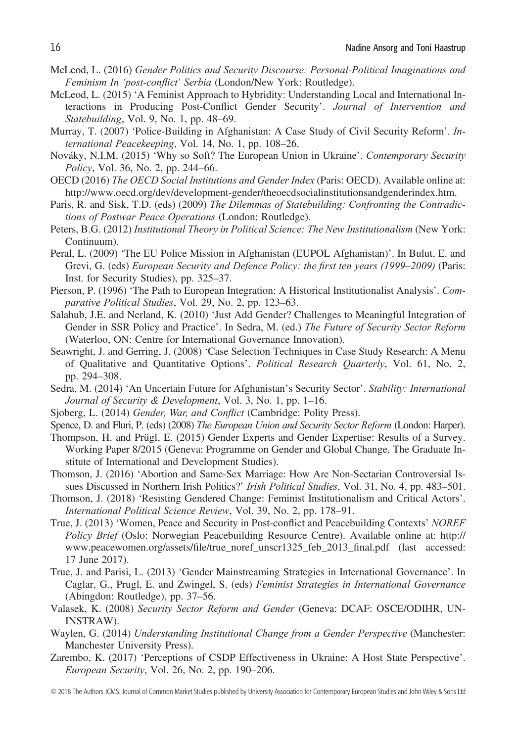McLeod, L. (2016) *Gender Politics and Security Discourse: Personal-Political Imaginations and Feminism In 'post-conflict' Serbia* (London/New York: Routledge).

McLeod, L. (2015) 'A Feminist Approach to Hybridity: Understanding Local and International Interactions in Producing Post-Conflict Gender Security'. *Journal of Intervention and Statebuilding*, Vol. 9, No. 1, pp. 48–69.

Murray, T. (2007) 'Police-Building in Afghanistan: A Case Study of Civil Security Reform'. *International Peacekeeping*, Vol. 14, No. 1, pp. 108–26.

Nováky, N.I.M. (2015) 'Why so Soft? The European Union in Ukraine'. *Contemporary Security Policy*, Vol. 36, No. 2, pp. 244–66.

OECD (2016) *The OECD Social Institutions and Gender Index* (Paris: OECD). Available online at: http://www.oecd.org/dev/development-gender/theoecdsocialinstitutionsandgenderindex.htm.

Paris, R. and Sisk, T.D. (eds) (2009) *The Dilemmas of Statebuilding: Confronting the Contradictions of Postwar Peace Operations* (London: Routledge).

Peters, B.G. (2012) *Institutional Theory in Political Science: The New Institutionalism* (New York: Continuum).

Peral, L. (2009) 'The EU Police Mission in Afghanistan (EUPOL Afghanistan)'. In Bulut, E. and Grevi, G. (eds) *European Security and Defence Policy: the first ten years (1999–2009)* (Paris: Inst. for Security Studies), pp. 325–37.

Pierson, P. (1996) 'The Path to European Integration: A Historical Institutionalist Analysis'. *Comparative Political Studies*, Vol. 29, No. 2, pp. 123–63.

Salahub, J.E. and Nerland, K. (2010) 'Just Add Gender? Challenges to Meaningful Integration of Gender in SSR Policy and Practice'. In Sedra, M. (ed.) *The Future of Security Sector Reform* (Waterloo, ON: Centre for International Governance Innovation).

Seawright, J. and Gerring, J. (2008) 'Case Selection Techniques in Case Study Research: A Menu of Qualitative and Quantitative Options'. *Political Research Quarterly*, Vol. 61, No. 2, pp. 294–308.

Sedra, M. (2014) 'An Uncertain Future for Afghanistan's Security Sector'. *Stability: International Journal of Security & Development*, Vol. 3, No. 1, pp. 1–16.

Sjoberg, L. (2014) *Gender, War, and Conflict* (Cambridge: Polity Press).

Spence, D. and Fluri, P. (eds) (2008) *The European Union and Security Sector Reform* (London: Harper).

Thompson, H. and Prügl, E. (2015) Gender Experts and Gender Expertise: Results of a Survey. Working Paper 8/2015 (Geneva: Programme on Gender and Global Change, The Graduate Institute of International and Development Studies).

Thomson, J. (2016) 'Abortion and Same-Sex Marriage: How Are Non-Sectarian Controversial Issues Discussed in Northern Irish Politics?' *Irish Political Studies*, Vol. 31, No. 4, pp. 483–501.

Thomson, J. (2018) 'Resisting Gendered Change: Feminist Institutionalism and Critical Actors'. *International Political Science Review*, Vol. 39, No. 2, pp. 178–91.

True, J. (2013) 'Women, Peace and Security in Post-conflict and Peacebuilding Contexts' *NOREF Policy Brief* (Oslo: Norwegian Peacebuilding Resource Centre). Available online at: http://www.peacewomen.org/assets/file/true_noref_unscr1325_feb_2013_final.pdf (last accessed: 17 June 2017).

True, J. and Parisi, L. (2013) 'Gender Mainstreaming Strategies in International Governance'. In Caglar, G., Prugl, E. and Zwingel, S. (eds) *Feminist Strategies in International Governance* (Abingdon: Routledge), pp. 37–56.

Valasek, K. (2008) *Security Sector Reform and Gender* (Geneva: DCAF: OSCE/ODIHR, UN-INSTRAW).

Waylen, G. (2014) *Understanding Institutional Change from a Gender Perspective* (Manchester: Manchester University Press).

Zarembo, K. (2017) 'Perceptions of CSDP Effectiveness in Ukraine: A Host State Perspective'. *European Security*, Vol. 26, No. 2, pp. 190–206.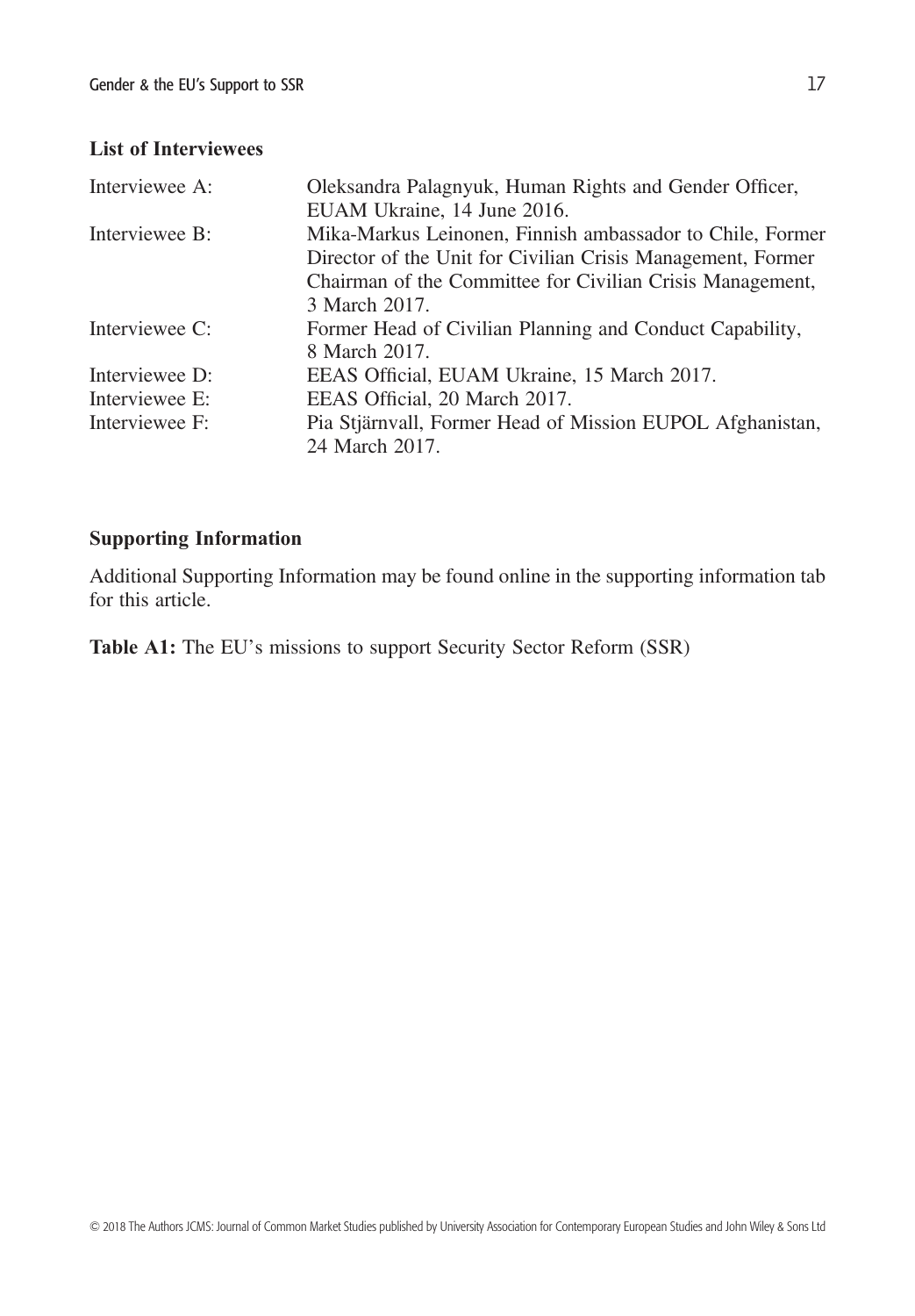## List of Interviewees

| | |
|---|---|
| Interviewee A: | Oleksandra Palagnyuk, Human Rights and Gender Officer, EUAM Ukraine, 14 June 2016. |
| Interviewee B: | Mika-Markus Leinonen, Finnish ambassador to Chile, Former Director of the Unit for Civilian Crisis Management, Former Chairman of the Committee for Civilian Crisis Management, 3 March 2017. |
| Interviewee C: | Former Head of Civilian Planning and Conduct Capability, 8 March 2017. |
| Interviewee D: | EEAS Official, EUAM Ukraine, 15 March 2017. |
| Interviewee E: | EEAS Official, 20 March 2017. |
| Interviewee F: | Pia Stjärnvall, Former Head of Mission EUPOL Afghanistan, 24 March 2017. |

## Supporting Information

Additional Supporting Information may be found online in the supporting information tab for this article.

**Table A1:** The EU's missions to support Security Sector Reform (SSR)